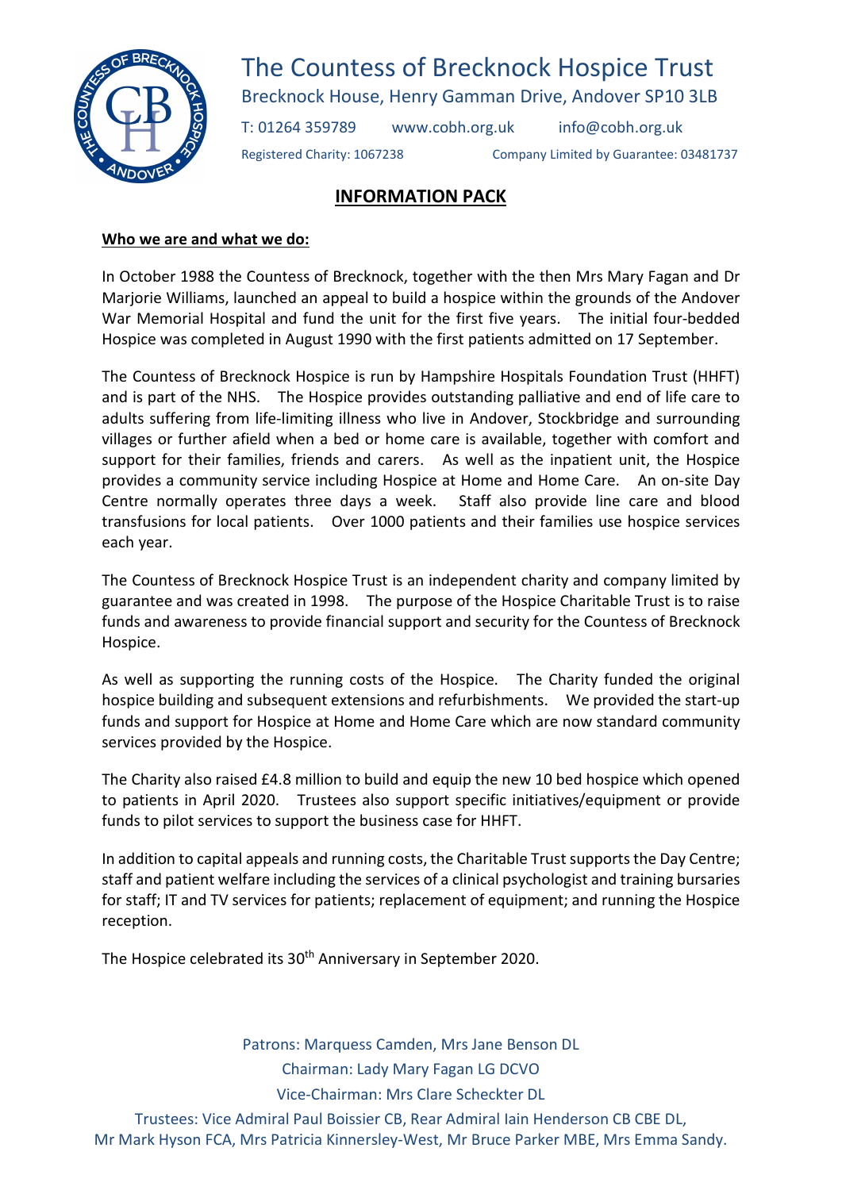# The Countess of Brecknock Hospice Trust

Brecknock House, Henry Gamman Drive, Andover SP10 3LB

T: 01264 359789 www.cobh.org.uk info@cobh.org.uk

Registered Charity: 1067238 Company Limited by Guarantee: 03481737

## INFORMATION PACK

**Who we are and what we do:**

In October 1988 the Countess of Brecknock, together with the then Mrs Mary Fagan and Dr Marjorie Williams, launched an appeal to build a hospice within the grounds of the Andover War Memorial Hospital and fund the unit for the first five years. The initial four-bedded Hospice was completed in August 1990 with the first patients admitted on 17 September.

The Countess of Brecknock Hospice is run by Hampshire Hospitals Foundation Trust (HHFT) and is part of the NHS. The Hospice provides outstanding palliative and end of life care to adults suffering from life-limiting illness who live in Andover, Stockbridge and surrounding villages or further afield when a bed or home care is available, together with comfort and support for their families, friends and carers. As well as the inpatient unit, the Hospice provides a community service including Hospice at Home and Home Care. An on-site Day Centre normally operates three days a week. Staff also provide line care and blood transfusions for local patients. Over 1000 patients and their families use hospice services each year.

The Countess of Brecknock Hospice Trust is an independent charity and company limited by guarantee and was created in 1998. The purpose of the Hospice Charitable Trust is to raise funds and awareness to provide financial support and security for the Countess of Brecknock Hospice.

As well as supporting the running costs of the Hospice. The Charity funded the original hospice building and subsequent extensions and refurbishments. We provided the start-up funds and support for Hospice at Home and Home Care which are now standard community services provided by the Hospice.

The Charity also raised £4.8 million to build and equip the new 10 bed hospice which opened to patients in April 2020. Trustees also support specific initiatives/equipment or provide funds to pilot services to support the business case for HHFT.

In addition to capital appeals and running costs, the Charitable Trust supports the Day Centre; staff and patient welfare including the services of a clinical psychologist and training bursaries for staff; IT and TV services for patients; replacement of equipment; and running the Hospice reception.

The Hospice celebrated its 30th Anniversary in September 2020.

Patrons: Marquess Camden, Mrs Jane Benson DL

Chairman: Lady Mary Fagan LG DCVO

Vice-Chairman: Mrs Clare Scheckter DL

Trustees: Vice Admiral Paul Boissier CB, Rear Admiral Iain Henderson CB CBE DL, Mr Mark Hyson FCA, Mrs Patricia Kinnersley-West, Mr Bruce Parker MBE, Mrs Emma Sandy.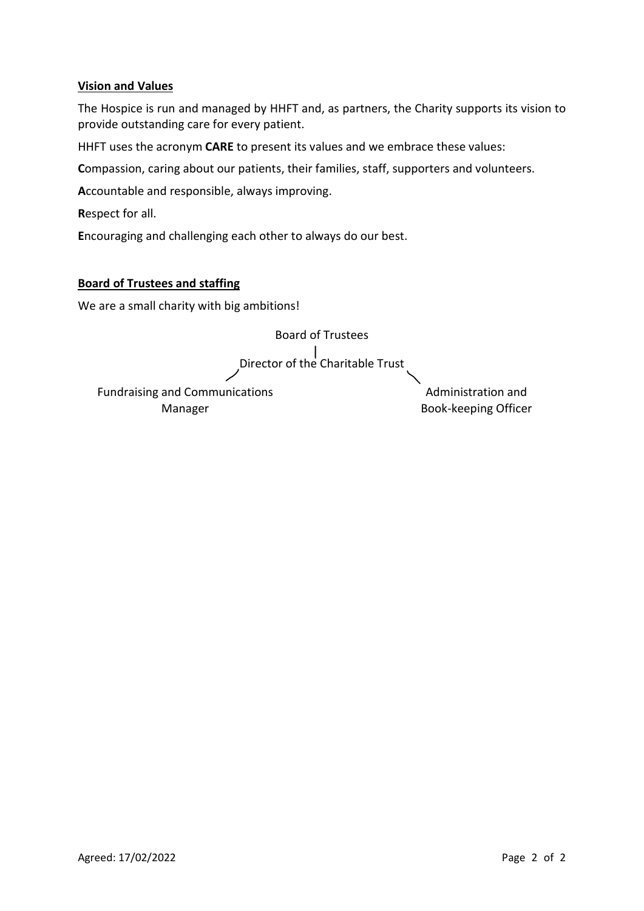## Vision and Values

The Hospice is run and managed by HHFT and, as partners, the Charity supports its vision to provide outstanding care for every patient.

HHFT uses the acronym **CARE** to present its values and we embrace these values:

**C**ompassion, caring about our patients, their families, staff, supporters and volunteers.

**A**ccountable and responsible, always improving.

**R**espect for all.

**E**ncouraging and challenging each other to always do our best.

## Board of Trustees and staffing

We are a small charity with big ambitions!

Board of Trustees

Director of the Charitable Trust

Fundraising and Communications Manager

Administration and Book-keeping Officer

Agreed: 17/02/2022